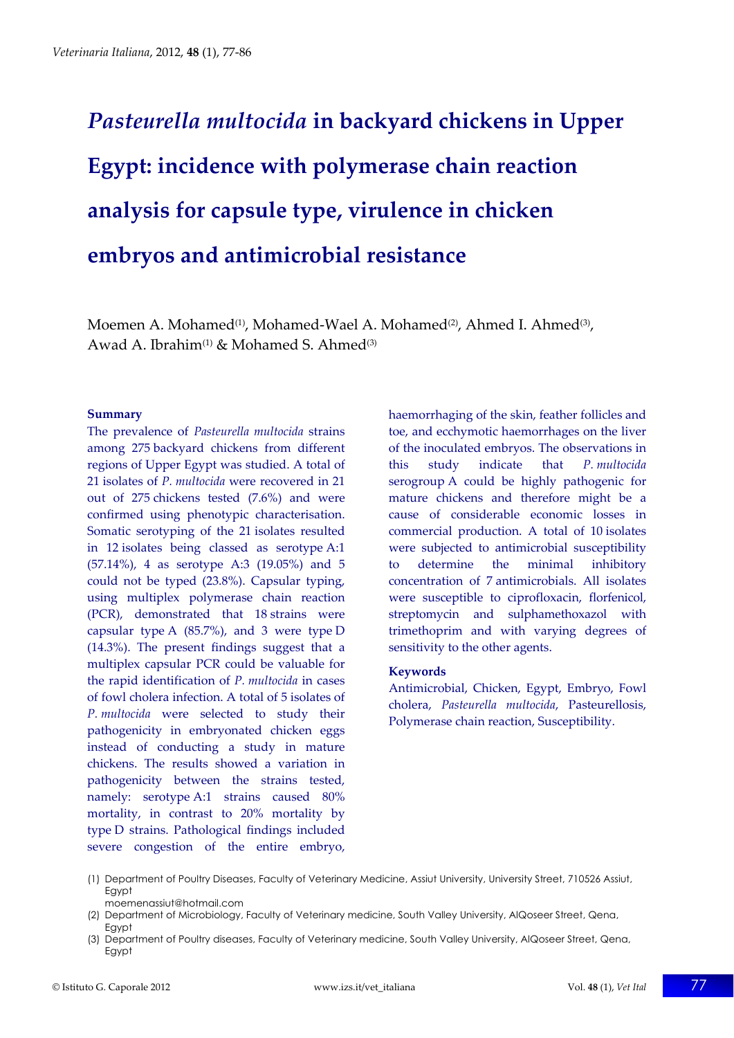# *Pasteurella multocida* in backyard chickens in Upper Egypt: incidence with polymerase chain reaction analysis for capsule type, virulence in chicken embryos and antimicrobial resistance

Moemen A. Mohamed[(1)], Mohamed-Wael A. Mohamed[(2)], Ahmed I. Ahmed[(3)], Awad A. Ibrahim[(1)] & Mohamed S. Ahmed[(3)]

### Summary

The prevalence of *Pasteurella multocida* strains among 275 backyard chickens from different regions of Upper Egypt was studied. A total of 21 isolates of *P. multocida* were recovered in 21 out of 275 chickens tested (7.6%) and were confirmed using phenotypic characterisation. Somatic serotyping of the 21 isolates resulted in 12 isolates being classed as serotype A:1 (57.14%), 4 as serotype A:3 (19.05%) and 5 could not be typed (23.8%). Capsular typing, using multiplex polymerase chain reaction (PCR), demonstrated that 18 strains were capsular type A (85.7%), and 3 were type D (14.3%). The present findings suggest that a multiplex capsular PCR could be valuable for the rapid identification of *P. multocida* in cases of fowl cholera infection. A total of 5 isolates of *P. multocida* were selected to study their pathogenicity in embryonated chicken eggs instead of conducting a study in mature chickens. The results showed a variation in pathogenicity between the strains tested, namely: serotype A:1 strains caused 80% mortality, in contrast to 20% mortality by type D strains. Pathological findings included severe congestion of the entire embryo, haemorrhaging of the skin, feather follicles and toe, and ecchymotic haemorrhages on the liver of the inoculated embryos. The observations in this study indicate that *P. multocida* serogroup A could be highly pathogenic for mature chickens and therefore might be a cause of considerable economic losses in commercial production. A total of 10 isolates were subjected to antimicrobial susceptibility to determine the minimal inhibitory concentration of 7 antimicrobials. All isolates were susceptible to ciprofloxacin, florfenicol, streptomycin and sulphamethoxazol with trimethoprim and with varying degrees of sensitivity to the other agents.

### Keywords

Antimicrobial, Chicken, Egypt, Embryo, Fowl cholera, *Pasteurella multocida*, Pasteurellosis, Polymerase chain reaction, Susceptibility.

(1) Department of Poultry Diseases, Faculty of Veterinary Medicine, Assiut University, University Street, 710526 Assiut, Egypt
moemenassiut@hotmail.com

(2) Department of Microbiology, Faculty of Veterinary medicine, South Valley University, AlQoseer Street, Qena, Egypt

(3) Department of Poultry diseases, Faculty of Veterinary medicine, South Valley University, AlQoseer Street, Qena, Egypt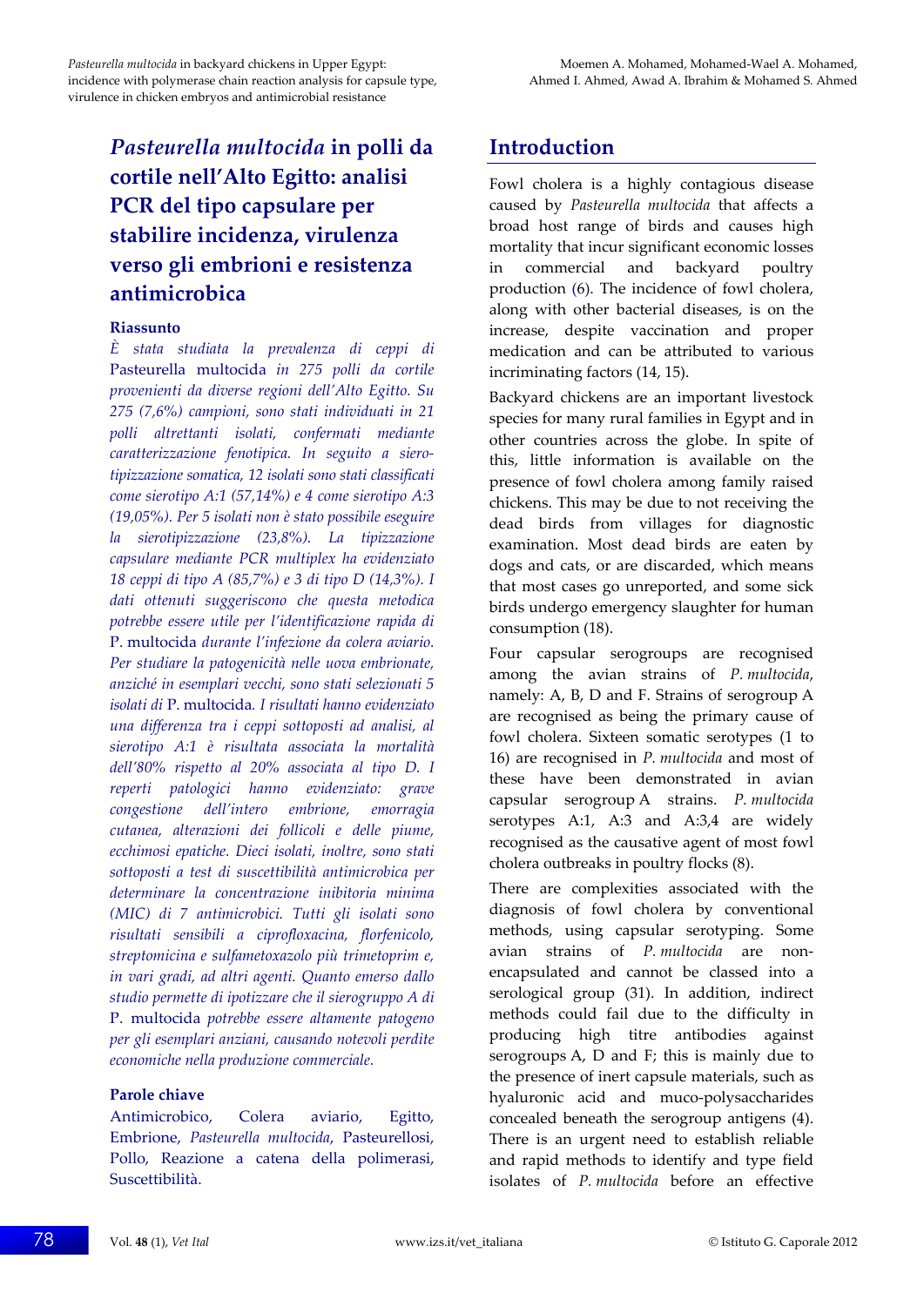# *Pasteurella multocida* in polli da cortile nell'Alto Egitto: analisi PCR del tipo capsulare per stabilire incidenza, virulenza verso gli embrioni e resistenza antimicrobica

## Riassunto

*È stata studiata la prevalenza di ceppi di* Pasteurella multocida *in 275 polli da cortile provenienti da diverse regioni dell'Alto Egitto. Su 275 (7,6%) campioni, sono stati individuati in 21 polli altrettanti isolati, confermati mediante caratterizzazione fenotipica. In seguito a siero-tipizzazione somatica, 12 isolati sono stati classificati come sierotipo A:1 (57,14%) e 4 come sierotipo A:3 (19,05%). Per 5 isolati non è stato possibile eseguire la sierotipizzazione (23,8%). La tipizzazione capsulare mediante PCR multiplex ha evidenziato 18 ceppi di tipo A (85,7%) e 3 di tipo D (14,3%). I dati ottenuti suggeriscono che questa metodica potrebbe essere utile per l'identificazione rapida di* P. multocida *durante l'infezione da colera aviario. Per studiare la patogenicità nelle uova embrionate, anziché in esemplari vecchi, sono stati selezionati 5 isolati di* P. multocida. *I risultati hanno evidenziato una differenza tra i ceppi sottoposti ad analisi, al sierotipo A:1 è risultata associata la mortalità dell'80% rispetto al 20% associata al tipo D. I reperti patologici hanno evidenziato: grave congestione dell'intero embrione, emorragia cutanea, alterazioni dei follicoli e delle piume, ecchimosi epatiche. Dieci isolati, inoltre, sono stati sottoposti a test di suscettibilità antimicrobica per determinare la concentrazione inibitoria minima (MIC) di 7 antimicrobici. Tutti gli isolati sono risultati sensibili a ciprofloxacina, florfenicolo, streptomicina e sulfametoxazolo più trimetoprim e, in vari gradi, ad altri agenti. Quanto emerso dallo studio permette di ipotizzare che il sierogruppo A di* P. multocida *potrebbe essere altamente patogeno per gli esemplari anziani, causando notevoli perdite economiche nella produzione commerciale.*

## Parole chiave

Antimicrobico, Colera aviario, Egitto, Embrione, *Pasteurella multocida*, Pasteurellosi, Pollo, Reazione a catena della polimerasi, Suscettibilità.

## Introduction

Fowl cholera is a highly contagious disease caused by *Pasteurella multocida* that affects a broad host range of birds and causes high mortality that incur significant economic losses in commercial and backyard poultry production (6). The incidence of fowl cholera, along with other bacterial diseases, is on the increase, despite vaccination and proper medication and can be attributed to various incriminating factors (14, 15).

Backyard chickens are an important livestock species for many rural families in Egypt and in other countries across the globe. In spite of this, little information is available on the presence of fowl cholera among family raised chickens. This may be due to not receiving the dead birds from villages for diagnostic examination. Most dead birds are eaten by dogs and cats, or are discarded, which means that most cases go unreported, and some sick birds undergo emergency slaughter for human consumption (18).

Four capsular serogroups are recognised among the avian strains of *P. multocida*, namely: A, B, D and F. Strains of serogroup A are recognised as being the primary cause of fowl cholera. Sixteen somatic serotypes (1 to 16) are recognised in *P. multocida* and most of these have been demonstrated in avian capsular serogroup A strains. *P. multocida* serotypes A:1, A:3 and A:3,4 are widely recognised as the causative agent of most fowl cholera outbreaks in poultry flocks (8).

There are complexities associated with the diagnosis of fowl cholera by conventional methods, using capsular serotyping. Some avian strains of *P. multocida* are non-encapsulated and cannot be classed into a serological group (31). In addition, indirect methods could fail due to the difficulty in producing high titre antibodies against serogroups A, D and F; this is mainly due to the presence of inert capsule materials, such as hyaluronic acid and muco-polysaccharides concealed beneath the serogroup antigens (4). There is an urgent need to establish reliable and rapid methods to identify and type field isolates of *P. multocida* before an effective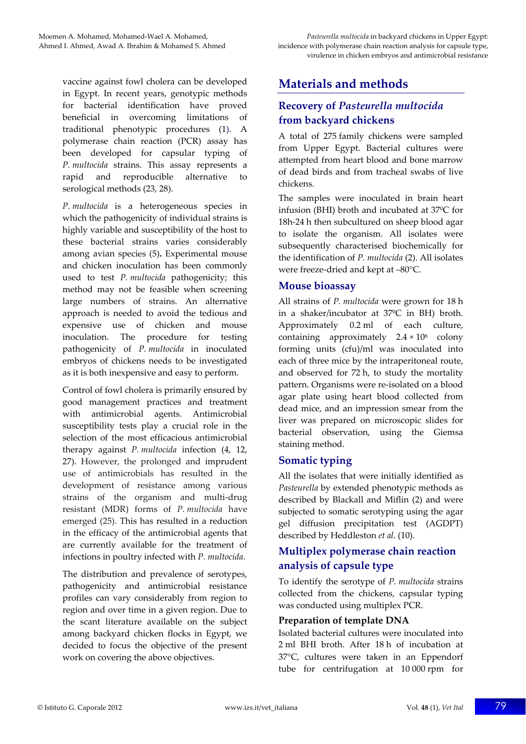vaccine against fowl cholera can be developed in Egypt. In recent years, genotypic methods for bacterial identification have proved beneficial in overcoming limitations of traditional phenotypic procedures (1). A polymerase chain reaction (PCR) assay has been developed for capsular typing of *P. multocida* strains. This assay represents a rapid and reproducible alternative to serological methods (23, 28).

*P. multocida* is a heterogeneous species in which the pathogenicity of individual strains is highly variable and susceptibility of the host to these bacterial strains varies considerably among avian species (5). Experimental mouse and chicken inoculation has been commonly used to test *P. multocida* pathogenicity; this method may not be feasible when screening large numbers of strains. An alternative approach is needed to avoid the tedious and expensive use of chicken and mouse inoculation. The procedure for testing pathogenicity of *P. multocida* in inoculated embryos of chickens needs to be investigated as it is both inexpensive and easy to perform.

Control of fowl cholera is primarily ensured by good management practices and treatment with antimicrobial agents. Antimicrobial susceptibility tests play a crucial role in the selection of the most efficacious antimicrobial therapy against *P. multocida* infection (4, 12, 27). However, the prolonged and imprudent use of antimicrobials has resulted in the development of resistance among various strains of the organism and multi-drug resistant (MDR) forms of *P. multocida* have emerged (25). This has resulted in a reduction in the efficacy of the antimicrobial agents that are currently available for the treatment of infections in poultry infected with *P. multocida*.

The distribution and prevalence of serotypes, pathogenicity and antimicrobial resistance profiles can vary considerably from region to region and over time in a given region. Due to the scant literature available on the subject among backyard chicken flocks in Egypt, we decided to focus the objective of the present work on covering the above objectives.

# Materials and methods

## Recovery of *Pasteurella multocida* from backyard chickens

A total of 275 family chickens were sampled from Upper Egypt. Bacterial cultures were attempted from heart blood and bone marrow of dead birds and from tracheal swabs of live chickens.

The samples were inoculated in brain heart infusion (BHI) broth and incubated at 37ºC for 18h-24 h then subcultured on sheep blood agar to isolate the organism. All isolates were subsequently characterised biochemically for the identification of *P. multocida* (2). All isolates were freeze-dried and kept at –80°C.

## Mouse bioassay

All strains of *P. multocida* were grown for 18 h in a shaker/incubator at 37ºC in BH) broth. Approximately 0.2 ml of each culture, containing approximately $2.4 \times 10^8$ colony forming units (cfu)/ml was inoculated into each of three mice by the intraperitoneal route, and observed for 72 h, to study the mortality pattern. Organisms were re-isolated on a blood agar plate using heart blood collected from dead mice, and an impression smear from the liver was prepared on microscopic slides for bacterial observation, using the Giemsa staining method.

## Somatic typing

All the isolates that were initially identified as *Pasteurella* by extended phenotypic methods as described by Blackall and Miflin (2) and were subjected to somatic serotyping using the agar gel diffusion precipitation test (AGDPT) described by Heddleston *et al.* (10).

## Multiplex polymerase chain reaction analysis of capsule type

To identify the serotype of *P. multocida* strains collected from the chickens, capsular typing was conducted using multiplex PCR.

### Preparation of template DNA

Isolated bacterial cultures were inoculated into 2 ml BHI broth. After 18 h of incubation at 37°C, cultures were taken in an Eppendorf tube for centrifugation at 10 000 rpm for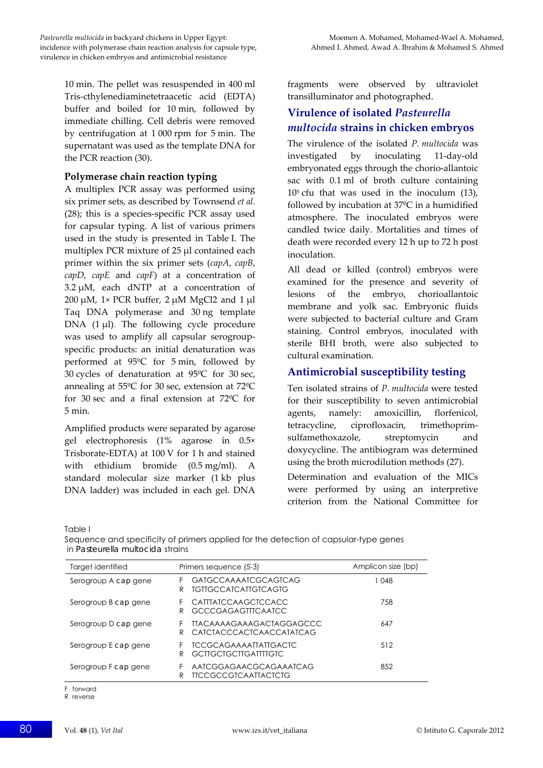10 min. The pellet was resuspended in 400 ml Tris-cthylenediaminetetraacetic acid (EDTA) buffer and boiled for 10 min, followed by immediate chilling. Cell debris were removed by centrifugation at 1 000 rpm for 5 min. The supernatant was used as the template DNA for the PCR reaction (30).

### Polymerase chain reaction typing

A multiplex PCR assay was performed using six primer sets, as described by Townsend *et al.* (28); this is a species-specific PCR assay used for capsular typing. A list of various primers used in the study is presented in Table I. The multiplex PCR mixture of 25 µl contained each primer within the six primer sets (*capA*, *capB*, *capD*, *capE* and *capF*) at a concentration of 3.2 µM, each dNTP at a concentration of 200 µM, 1× PCR buffer, 2 µM MgCl2 and 1 µl Taq DNA polymerase and 30 ng template DNA (1 µl). The following cycle procedure was used to amplify all capsular serogroup-specific products: an initial denaturation was performed at 95ºC for 5 min, followed by 30 cycles of denaturation at 95ºC for 30 sec, annealing at 55ºC for 30 sec, extension at 72ºC for 30 sec and a final extension at 72ºC for 5 min.

Amplified products were separated by agarose gel electrophoresis (1% agarose in 0.5× Trisborate-EDTA) at 100 V for 1 h and stained with ethidium bromide (0.5 mg/ml). A standard molecular size marker (1 kb plus DNA ladder) was included in each gel. DNA fragments were observed by ultraviolet transilluminator and photographed.

## Virulence of isolated *Pasteurella multocida* strains in chicken embryos

The virulence of the isolated *P. multocida* was investigated by inoculating 11-day-old embryonated eggs through the chorio-allantoic sac with 0.1 ml of broth culture containing $10^5$ cfu that was used in the inoculum (13), followed by incubation at 37ºC in a humidified atmosphere. The inoculated embryos were candled twice daily. Mortalities and times of death were recorded every 12 h up to 72 h post inoculation.

All dead or killed (control) embryos were examined for the presence and severity of lesions of the embryo, chorioallantoic membrane and yolk sac. Embryonic fluids were subjected to bacterial culture and Gram staining. Control embryos, inoculated with sterile BHI broth, were also subjected to cultural examination.

## Antimicrobial susceptibility testing

Ten isolated strains of *P. multocida* were tested for their susceptibility to seven antimicrobial agents, namely: amoxicillin, florfenicol, tetracycline, ciprofloxacin, trimethoprim-sulfamethoxazole, streptomycin and doxycycline. The antibiogram was determined using the broth microdilution methods (27).

Determination and evaluation of the MICs were performed by using an interpretive criterion from the National Committee for

Table I
Sequence and specificity of primers applied for the detection of capsular-type genes in *Pasteurella multocida* strains

| Target identified | Primers sequence (5-3) | Amplicon size (bp) |
|---|---|---|
| Serogroup A *cap* gene | F GATGCCAAAATCGCAGTCAG<br>R TGTTGCCATCATTGTCAGTG | 1 048 |
| Serogroup B *cap* gene | F CATTTATCCAAGCTCCACC<br>R GCCCGAGAGTTTCAATCC | 758 |
| Serogroup D *cap* gene | F TTACAAAAGAAAGACTAGGAGCCC<br>R CATCTACCCACTCAACCATATCAG | 647 |
| Serogroup E *cap* gene | F TCCGCAGAAAATTATTGACTC<br>R GCTTGCTGCTTGATTTTGTC | 512 |
| Serogroup F *cap* gene | F AATCGGAGAACGCAGAAATCAG<br>R TTCCGCCGTCAATTACTCTG | 852 |

F forward
R reverse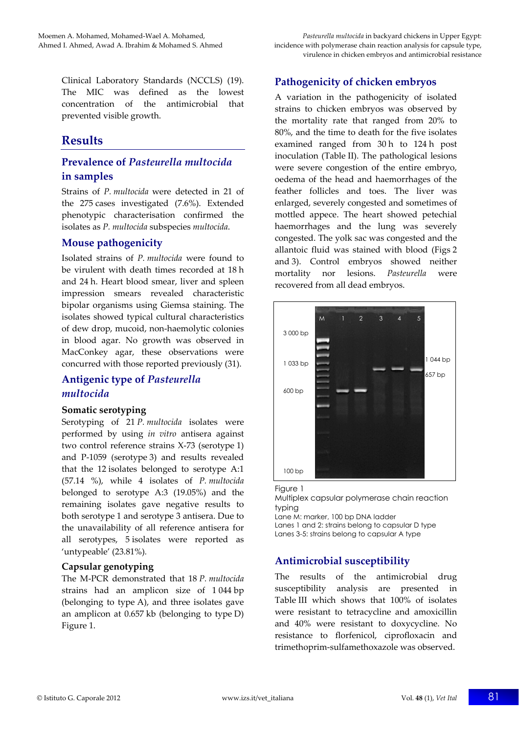Clinical Laboratory Standards (NCCLS) (19). The MIC was defined as the lowest concentration of the antimicrobial that prevented visible growth.

## Results

### Prevalence of *Pasteurella multocida* in samples

Strains of *P. multocida* were detected in 21 of the 275 cases investigated (7.6%). Extended phenotypic characterisation confirmed the isolates as *P. multocida* subspecies *multocida*.

### Mouse pathogenicity

Isolated strains of *P. multocida* were found to be virulent with death times recorded at 18 h and 24 h. Heart blood smear, liver and spleen impression smears revealed characteristic bipolar organisms using Giemsa staining. The isolates showed typical cultural characteristics of dew drop, mucoid, non-haemolytic colonies in blood agar. No growth was observed in MacConkey agar, these observations were concurred with those reported previously (31).

### Antigenic type of *Pasteurella multocida*

#### Somatic serotyping

Serotyping of 21 *P. multocida* isolates were performed by using *in vitro* antisera against two control reference strains X-73 (serotype 1) and P-1059 (serotype 3) and results revealed that the 12 isolates belonged to serotype A:1 (57.14 %), while 4 isolates of *P. multocida* belonged to serotype A:3 (19.05%) and the remaining isolates gave negative results to both serotype 1 and serotype 3 antisera. Due to the unavailability of all reference antisera for all serotypes, 5 isolates were reported as 'untypeable' (23.81%).

#### Capsular genotyping

The M-PCR demonstrated that 18 *P. multocida* strains had an amplicon size of 1 044 bp (belonging to type A), and three isolates gave an amplicon at 0.657 kb (belonging to type D) Figure 1.

### Pathogenicity of chicken embryos

A variation in the pathogenicity of isolated strains to chicken embryos was observed by the mortality rate that ranged from 20% to 80%, and the time to death for the five isolates examined ranged from 30 h to 124 h post inoculation (Table II). The pathological lesions were severe congestion of the entire embryo, oedema of the head and haemorrhages of the feather follicles and toes. The liver was enlarged, severely congested and sometimes of mottled appece. The heart showed petechial haemorrhages and the lung was severely congested. The yolk sac was congested and the allantoic fluid was stained with blood (Figs 2 and 3). Control embryos showed neither mortality nor lesions. *Pasteurella* were recovered from all dead embryos.

Figure 1
Multiplex capsular polymerase chain reaction typing
Lane M: marker, 100 bp DNA ladder
Lanes 1 and 2: strains belong to capsular D type
Lanes 3-5: strains belong to capsular A type

### Antimicrobial susceptibility

The results of the antimicrobial drug susceptibility analysis are presented in Table III which shows that 100% of isolates were resistant to tetracycline and amoxicillin and 40% were resistant to doxycycline. No resistance to florfenicol, ciprofloxacin and trimethoprim-sulfamethoxazole was observed.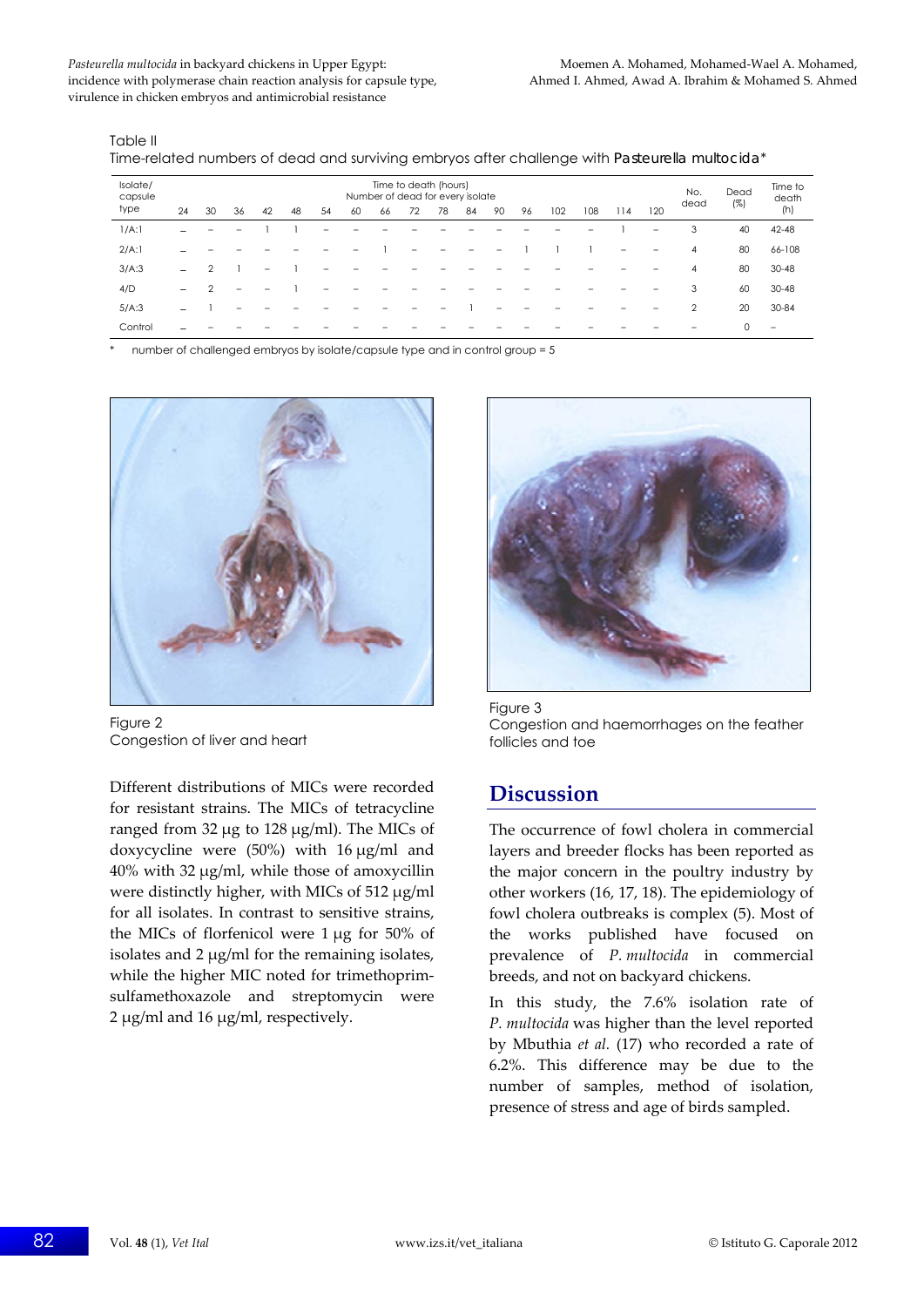Table II
Time-related numbers of dead and surviving embryos after challenge with *Pasteurella multocida*\*

| Isolate/ capsule type | Time to death (hours) Number of dead for every isolate | | | | | | | | | | | | | | | | | No. dead | Dead (%) | Time to death (h) |
|---|---|---|---|---|---|---|---|---|---|---|---|---|---|---|---|---|---|---|---|---|
| | 24 | 30 | 36 | 42 | 48 | 54 | 60 | 66 | 72 | 78 | 84 | 90 | 96 | 102 | 108 | 114 | 120 | | | |
| 1/A:1 | – | – | – | 1 | 1 | – | – | – | – | – | – | – | – | – | – | 1 | – | 3 | 40 | 42-48 |
| 2/A:1 | – | – | – | – | – | – | – | 1 | – | – | – | – | 1 | 1 | 1 | – | – | 4 | 80 | 66-108 |
| 3/A:3 | – | 2 | 1 | – | 1 | – | – | – | – | – | – | – | – | – | – | – | – | 4 | 80 | 30-48 |
| 4/D | – | 2 | – | – | 1 | – | – | – | – | – | – | – | – | – | – | – | – | 3 | 60 | 30-48 |
| 5/A:3 | – | 1 | – | – | – | – | – | – | – | – | 1 | – | – | – | – | – | – | 2 | 20 | 30-84 |
| Control | – | – | – | – | – | – | – | – | – | – | – | – | – | – | – | – | – | – | 0 | – |

\* number of challenged embryos by isolate/capsule type and in control group = 5

Figure 2
Congestion of liver and heart

Figure 3
Congestion and haemorrhages on the feather follicles and toe

Different distributions of MICs were recorded for resistant strains. The MICs of tetracycline ranged from 32 µg to 128 µg/ml). The MICs of doxycycline were (50%) with 16 µg/ml and 40% with 32 µg/ml, while those of amoxycillin were distinctly higher, with MICs of 512 µg/ml for all isolates. In contrast to sensitive strains, the MICs of florfenicol were 1 µg for 50% of isolates and 2 µg/ml for the remaining isolates, while the higher MIC noted for trimethoprim-sulfamethoxazole and streptomycin were 2 µg/ml and 16 µg/ml, respectively.

## Discussion

The occurrence of fowl cholera in commercial layers and breeder flocks has been reported as the major concern in the poultry industry by other workers (16, 17, 18). The epidemiology of fowl cholera outbreaks is complex (5). Most of the works published have focused on prevalence of *P. multocida* in commercial breeds, and not on backyard chickens.

In this study, the 7.6% isolation rate of *P. multocida* was higher than the level reported by Mbuthia *et al.* (17) who recorded a rate of 6.2%. This difference may be due to the number of samples, method of isolation, presence of stress and age of birds sampled.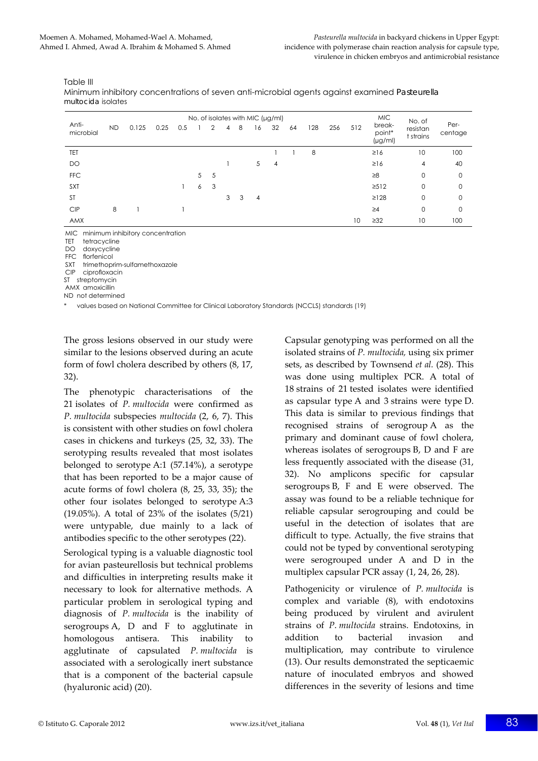Table III
Minimum inhibitory concentrations of seven anti-microbial agents against examined *Pasteurella multocida* isolates

| Anti-microbial | No. of isolates with MIC (µg/ml) | | | | | | | | | | | | | | MIC break-point* (µg/ml) | No. of resistant strains | Per-centage |
|---|---|---|---|---|---|---|---|---|---|---|---|---|---|---|---|---|---|
| | ND | 0.125 | 0.25 | 0.5 | 1 | 2 | 4 | 8 | 16 | 32 | 64 | 128 | 256 | 512 | | | |
| TET | | | | | | | | | | 1 | 1 | 8 | | | ≥16 | 10 | 100 |
| DO | | | | | | | 1 | | 5 | 4 | | | | | ≥16 | 4 | 40 |
| FFC | | | | | 5 | 5 | | | | | | | | | ≥8 | 0 | 0 |
| SXT | | | | 1 | 6 | 3 | | | | | | | | | ≥512 | 0 | 0 |
| ST | | | | | | | 3 | 3 | 4 | | | | | | ≥128 | 0 | 0 |
| CIP | 8 | 1 | | 1 | | | | | | | | | | | ≥4 | 0 | 0 |
| AMX | | | | | | | | | | | | | | 10 | ≥32 | 10 | 100 |

MIC minimum inhibitory concentration
TET tetracycline
DO doxycycline
FFC florfenicol
SXT trimethoprim-sulfamethoxazole
CIP ciprofloxacin
ST streptomycin
AMX amoxicillin
ND not determined
\* values based on National Committee for Clinical Laboratory Standards (NCCLS) standards (19)

The gross lesions observed in our study were similar to the lesions observed during an acute form of fowl cholera described by others (8, 17, 32).

The phenotypic characterisations of the 21 isolates of *P. multocida* were confirmed as *P. multocida* subspecies *multocida* (2, 6, 7). This is consistent with other studies on fowl cholera cases in chickens and turkeys (25, 32, 33). The serotyping results revealed that most isolates belonged to serotype A:1 (57.14%), a serotype that has been reported to be a major cause of acute forms of fowl cholera (8, 25, 33, 35); the other four isolates belonged to serotype A:3 (19.05%). A total of 23% of the isolates (5/21) were untypable, due mainly to a lack of antibodies specific to the other serotypes (22).

Serological typing is a valuable diagnostic tool for avian pasteurellosis but technical problems and difficulties in interpreting results make it necessary to look for alternative methods. A particular problem in serological typing and diagnosis of *P. multocida* is the inability of serogroups A, D and F to agglutinate in homologous antisera. This inability to agglutinate of capsulated *P. multocida* is associated with a serologically inert substance that is a component of the bacterial capsule (hyaluronic acid) (20).

Capsular genotyping was performed on all the isolated strains of *P. multocida,* using six primer sets, as described by Townsend *et al.* (28). This was done using multiplex PCR. A total of 18 strains of 21 tested isolates were identified as capsular type A and 3 strains were type D. This data is similar to previous findings that recognised strains of serogroup A as the primary and dominant cause of fowl cholera, whereas isolates of serogroups B, D and F are less frequently associated with the disease (31, 32). No amplicons specific for capsular serogroups B, F and E were observed. The assay was found to be a reliable technique for reliable capsular serogrouping and could be useful in the detection of isolates that are difficult to type. Actually, the five strains that could not be typed by conventional serotyping were serogrouped under A and D in the multiplex capsular PCR assay (1, 24, 26, 28).

Pathogenicity or virulence of *P. multocida* is complex and variable (8), with endotoxins being produced by virulent and avirulent strains of *P. multocida* strains. Endotoxins, in addition to bacterial invasion and multiplication, may contribute to virulence (13). Our results demonstrated the septicaemic nature of inoculated embryos and showed differences in the severity of lesions and time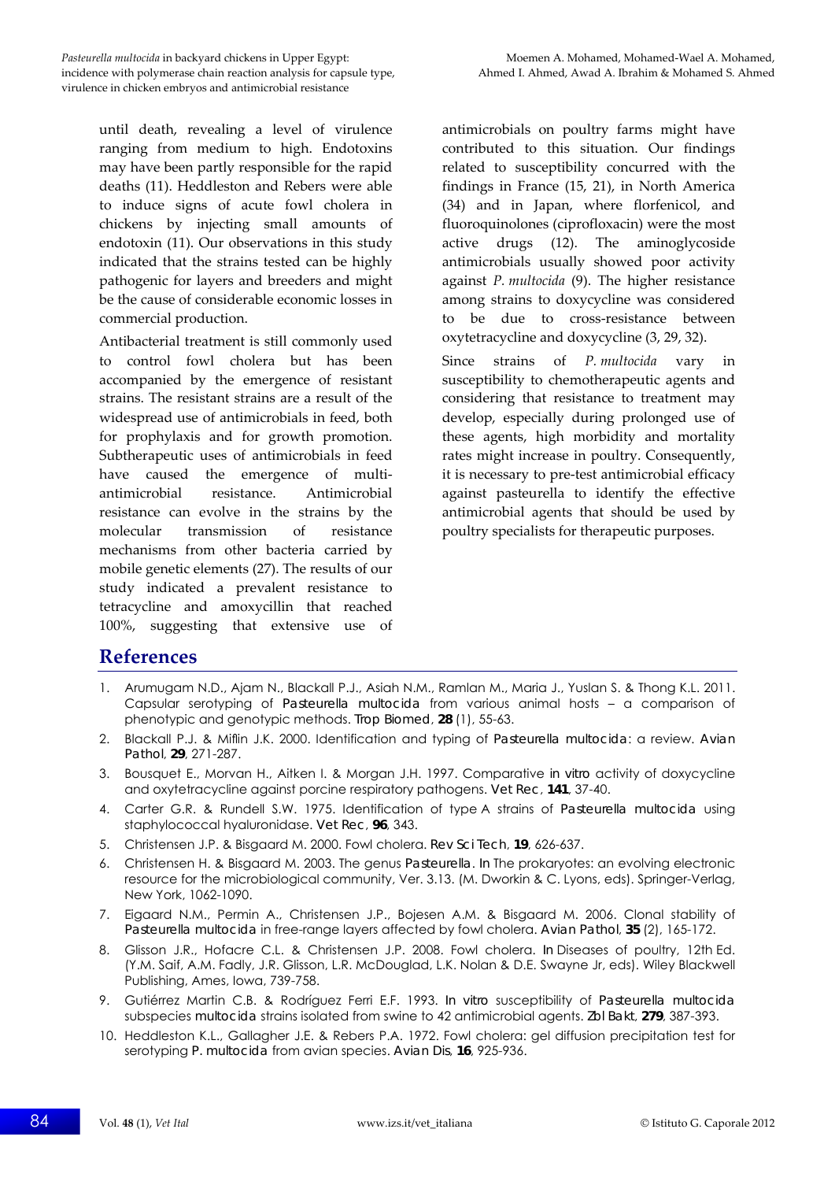until death, revealing a level of virulence ranging from medium to high. Endotoxins may have been partly responsible for the rapid deaths (11). Heddleston and Rebers were able to induce signs of acute fowl cholera in chickens by injecting small amounts of endotoxin (11). Our observations in this study indicated that the strains tested can be highly pathogenic for layers and breeders and might be the cause of considerable economic losses in commercial production.

Antibacterial treatment is still commonly used to control fowl cholera but has been accompanied by the emergence of resistant strains. The resistant strains are a result of the widespread use of antimicrobials in feed, both for prophylaxis and for growth promotion. Subtherapeutic uses of antimicrobials in feed have caused the emergence of multi-antimicrobial resistance. Antimicrobial resistance can evolve in the strains by the molecular transmission of resistance mechanisms from other bacteria carried by mobile genetic elements (27). The results of our study indicated a prevalent resistance to tetracycline and amoxycillin that reached 100%, suggesting that extensive use of antimicrobials on poultry farms might have contributed to this situation. Our findings related to susceptibility concurred with the findings in France (15, 21), in North America (34) and in Japan, where florfenicol, and fluoroquinolones (ciprofloxacin) were the most active drugs (12). The aminoglycoside antimicrobials usually showed poor activity against *P. multocida* (9). The higher resistance among strains to doxycycline was considered to be due to cross-resistance between oxytetracycline and doxycycline (3, 29, 32).

Since strains of *P. multocida* vary in susceptibility to chemotherapeutic agents and considering that resistance to treatment may develop, especially during prolonged use of these agents, high morbidity and mortality rates might increase in poultry. Consequently, it is necessary to pre-test antimicrobial efficacy against pasteurella to identify the effective antimicrobial agents that should be used by poultry specialists for therapeutic purposes.

## References

1. Arumugam N.D., Ajam N., Blackall P.J., Asiah N.M., Ramlan M., Maria J., Yuslan S. & Thong K.L. 2011. Capsular serotyping of *Pasteurella multocida* from various animal hosts – a comparison of phenotypic and genotypic methods. *Trop Biomed*, **28** (1), 55-63.
2. Blackall P.J. & Miflin J.K. 2000. Identification and typing of *Pasteurella multocida*: a review. *Avian Pathol*, **29**, 271-287.
3. Bousquet E., Morvan H., Aitken I. & Morgan J.H. 1997. Comparative *in vitro* activity of doxycycline and oxytetracycline against porcine respiratory pathogens. *Vet Rec*, **141**, 37-40.
4. Carter G.R. & Rundell S.W. 1975. Identification of type A strains of *Pasteurella multocida* using staphylococcal hyaluronidase. *Vet Rec*, **96**, 343.
5. Christensen J.P. & Bisgaard M. 2000. Fowl cholera. *Rev Sci Tech*, **19**, 626-637.
6. Christensen H. & Bisgaard M. 2003. The genus *Pasteurella*. *In* The prokaryotes: an evolving electronic resource for the microbiological community, Ver. 3.13. (M. Dworkin & C. Lyons, eds). Springer-Verlag, New York, 1062-1090.
7. Eigaard N.M., Permin A., Christensen J.P., Bojesen A.M. & Bisgaard M. 2006. Clonal stability of *Pasteurella multocida* in free-range layers affected by fowl cholera. *Avian Pathol*, **35** (2), 165-172.
8. Glisson J.R., Hofacre C.L. & Christensen J.P. 2008. Fowl cholera. *In* Diseases of poultry, 12th Ed. (Y.M. Saif, A.M. Fadly, J.R. Glisson, L.R. McDouglad, L.K. Nolan & D.E. Swayne Jr, eds). Wiley Blackwell Publishing, Ames, Iowa, 739-758.
9. Gutiérrez Martin C.B. & Rodríguez Ferri E.F. 1993. *In vitro* susceptibility of *Pasteurella multocida* subspecies *multocida* strains isolated from swine to 42 antimicrobial agents. *Zbl Bakt*, **279**, 387-393.
10. Heddleston K.L., Gallagher J.E. & Rebers P.A. 1972. Fowl cholera: gel diffusion precipitation test for serotyping *P. multocida* from avian species. *Avian Dis*, **16**, 925-936.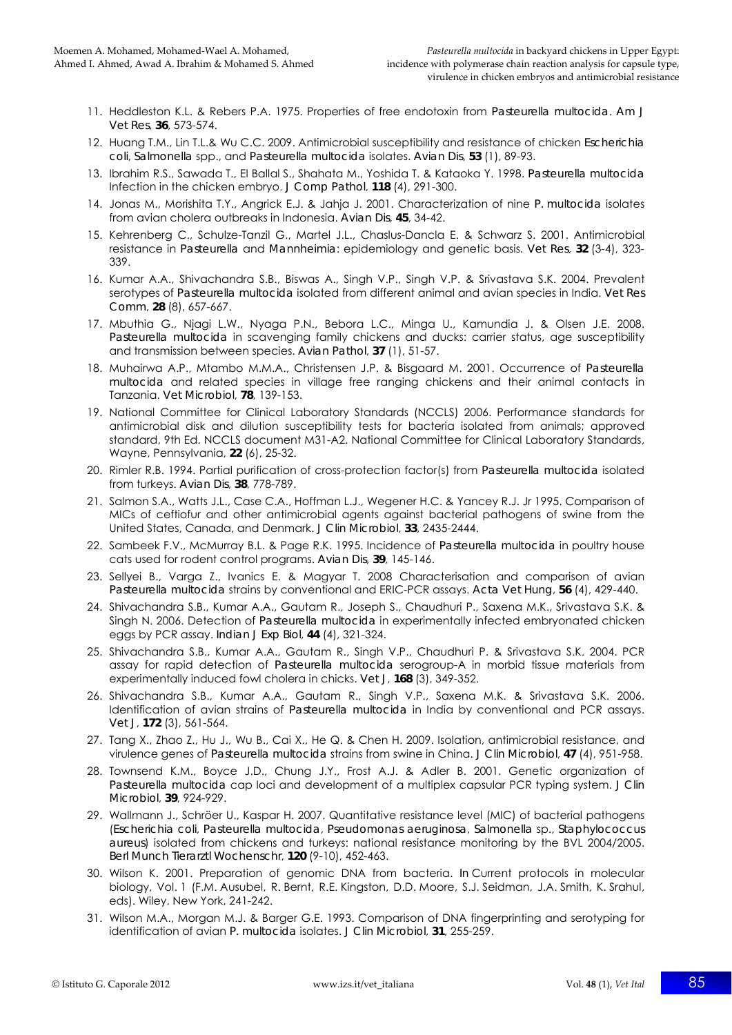11. Heddleston K.L. & Rebers P.A. 1975. Properties of free endotoxin from *Pasteurella multocida*. *Am J Vet Res*, **36**, 573-574.
12. Huang T.M., Lin T.L.& Wu C.C. 2009. Antimicrobial susceptibility and resistance of chicken *Escherichia coli*, *Salmonella* spp., and *Pasteurella multocida* isolates. *Avian Dis*, **53** (1), 89-93.
13. Ibrahim R.S., Sawada T., El Ballal S., Shahata M., Yoshida T. & Kataoka Y. 1998. *Pasteurella multocida* Infection in the chicken embryo. *J Comp Pathol*, **118** (4), 291-300.
14. Jonas M., Morishita T.Y., Angrick E.J. & Jahja J. 2001. Characterization of nine *P. multocida* isolates from avian cholera outbreaks in Indonesia. *Avian Dis*, **45**, 34-42.
15. Kehrenberg C., Schulze-Tanzil G., Martel J.L., Chaslus-Dancla E. & Schwarz S. 2001. Antimicrobial resistance in *Pasteurella* and *Mannheimia*: epidemiology and genetic basis. *Vet Res*, **32** (3-4), 323-339.
16. Kumar A.A., Shivachandra S.B., Biswas A., Singh V.P., Singh V.P. & Srivastava S.K. 2004. Prevalent serotypes of *Pasteurella multocida* isolated from different animal and avian species in India. *Vet Res Comm*, **28** (8), 657-667.
17. Mbuthia G., Njagi L.W., Nyaga P.N., Bebora L.C., Minga U., Kamundia J. & Olsen J.E. 2008. *Pasteurella multocida* in scavenging family chickens and ducks: carrier status, age susceptibility and transmission between species. *Avian Pathol*, **37** (1), 51-57.
18. Muhairwa A.P., Mtambo M.M.A., Christensen J.P. & Bisgaard M. 2001. Occurrence of *Pasteurella multocida* and related species in village free ranging chickens and their animal contacts in Tanzania. *Vet Microbiol*, **78**, 139-153.
19. National Committee for Clinical Laboratory Standards (NCCLS) 2006. Performance standards for antimicrobial disk and dilution susceptibility tests for bacteria isolated from animals; approved standard, 9th Ed. NCCLS document M31-A2. National Committee for Clinical Laboratory Standards, Wayne, Pennsylvania, **22** (6), 25-32.
20. Rimler R.B. 1994. Partial purification of cross-protection factor(s) from *Pasteurella multocida* isolated from turkeys. *Avian Dis*, **38**, 778-789.
21. Salmon S.A., Watts J.L., Case C.A., Hoffman L.J., Wegener H.C. & Yancey R.J. Jr 1995. Comparison of MICs of ceftiofur and other antimicrobial agents against bacterial pathogens of swine from the United States, Canada, and Denmark. *J Clin Microbiol*, **33**, 2435-2444.
22. Sambeek F.V., McMurray B.L. & Page R.K. 1995. Incidence of *Pasteurella multocida* in poultry house cats used for rodent control programs. *Avian Dis*, **39**, 145-146.
23. Sellyei B., Varga Z., Ivanics E. & Magyar T. 2008 Characterisation and comparison of avian *Pasteurella multocida* strains by conventional and ERIC-PCR assays. *Acta Vet Hung*, **56** (4), 429-440.
24. Shivachandra S.B., Kumar A.A., Gautam R., Joseph S., Chaudhuri P., Saxena M.K., Srivastava S.K. & Singh N. 2006. Detection of *Pasteurella multocida* in experimentally infected embryonated chicken eggs by PCR assay. *Indian J Exp Biol*, **44** (4), 321-324.
25. Shivachandra S.B., Kumar A.A., Gautam R., Singh V.P., Chaudhuri P. & Srivastava S.K. 2004. PCR assay for rapid detection of *Pasteurella multocida* serogroup-A in morbid tissue materials from experimentally induced fowl cholera in chicks. *Vet J*, **168** (3), 349-352.
26. Shivachandra S.B., Kumar A.A., Gautam R., Singh V.P., Saxena M.K. & Srivastava S.K. 2006. Identification of avian strains of *Pasteurella multocida* in India by conventional and PCR assays. *Vet J*, **172** (3), 561-564.
27. Tang X., Zhao Z., Hu J., Wu B., Cai X., He Q. & Chen H. 2009. Isolation, antimicrobial resistance, and virulence genes of *Pasteurella multocida* strains from swine in China. *J Clin Microbiol*, **47** (4), 951-958.
28. Townsend K.M., Boyce J.D., Chung J.Y., Frost A.J. & Adler B. 2001. Genetic organization of *Pasteurella multocida* cap loci and development of a multiplex capsular PCR typing system. *J Clin Microbiol*, **39**, 924-929.
29. Wallmann J., Schröer U., Kaspar H. 2007. Quantitative resistance level (MIC) of bacterial pathogens (*Escherichia coli*, *Pasteurella multocida*, *Pseudomonas aeruginosa*, *Salmonella* sp., *Staphylococcus aureus*) isolated from chickens and turkeys: national resistance monitoring by the BVL 2004/2005. *Berl Munch Tierarztl Wochenschr*, **120** (9-10), 452-463.
30. Wilson K. 2001. Preparation of genomic DNA from bacteria. *In* Current protocols in molecular biology, Vol. 1 (F.M. Ausubel, R. Bernt, R.E. Kingston, D.D. Moore, S.J. Seidman, J.A. Smith, K. Srahul, eds). Wiley, New York, 241-242.
31. Wilson M.A., Morgan M.J. & Barger G.E. 1993. Comparison of DNA fingerprinting and serotyping for identification of avian *P. multocida* isolates. *J Clin Microbiol*, **31**, 255-259.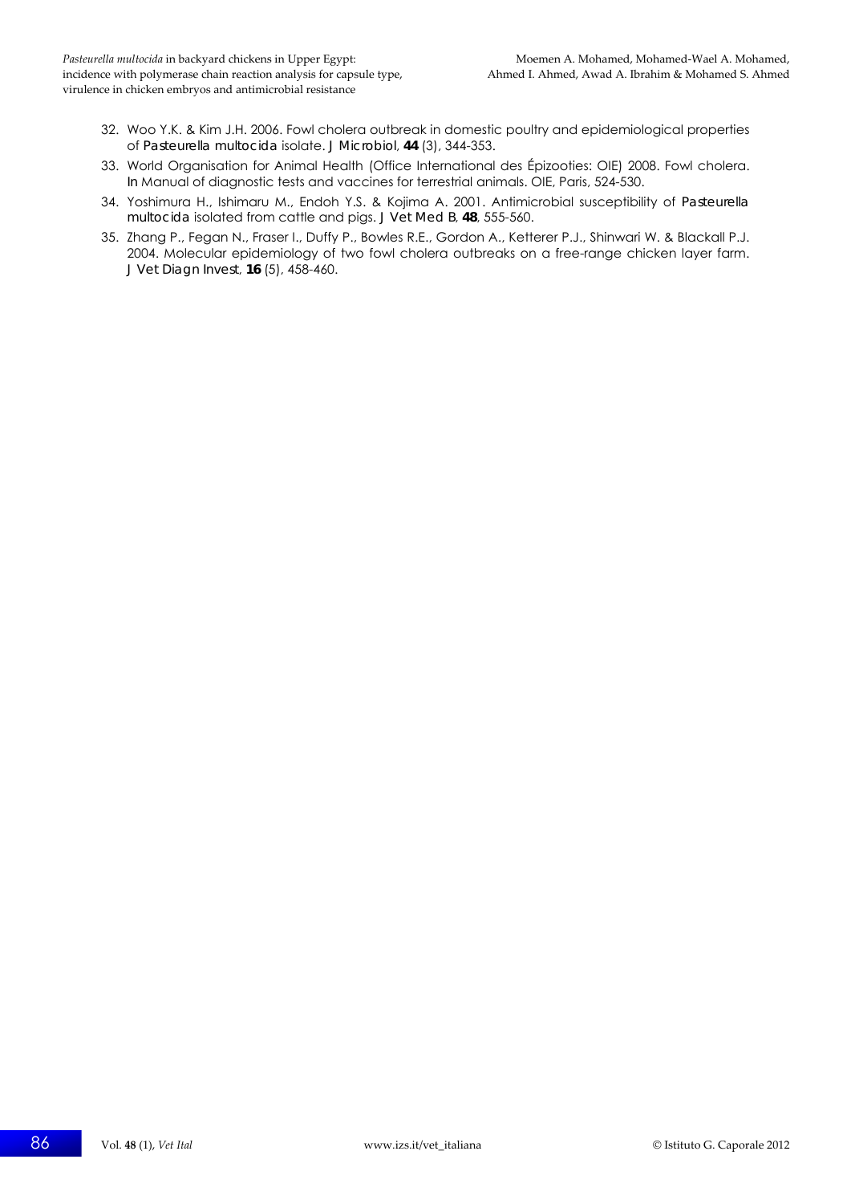32. Woo Y.K. & Kim J.H. 2006. Fowl cholera outbreak in domestic poultry and epidemiological properties of *Pasteurella multocida* isolate. *J Microbiol*, **44** (3), 344-353.
33. World Organisation for Animal Health (Office International des Épizooties: OIE) 2008. Fowl cholera. *In* Manual of diagnostic tests and vaccines for terrestrial animals. OIE, Paris, 524-530.
34. Yoshimura H., Ishimaru M., Endoh Y.S. & Kojima A. 2001. Antimicrobial susceptibility of *Pasteurella multocida* isolated from cattle and pigs. *J Vet Med B*, **48**, 555-560.
35. Zhang P., Fegan N., Fraser I., Duffy P., Bowles R.E., Gordon A., Ketterer P.J., Shinwari W. & Blackall P.J. 2004. Molecular epidemiology of two fowl cholera outbreaks on a free-range chicken layer farm. *J Vet Diagn Invest*, **16** (5), 458-460.